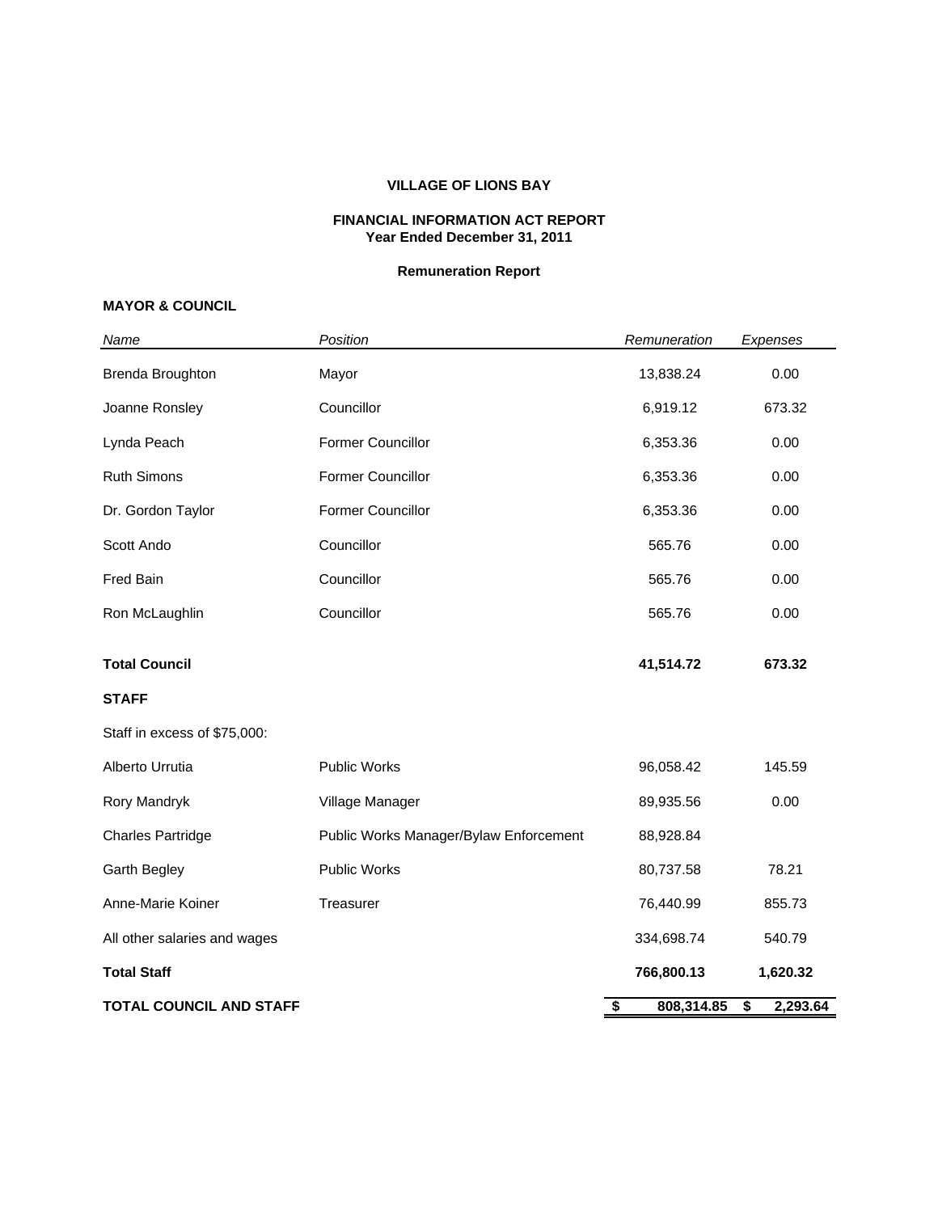# VILLAGE OF LIONS BAY

## FINANCIAL INFORMATION ACT REPORT
### Year Ended December 31, 2011

### Remuneration Report

**MAYOR & COUNCIL**

| *Name* | *Position* | *Remuneration* | *Expenses* |
|---|---|---|---|
| Brenda Broughton | Mayor | 13,838.24 | 0.00 |
| Joanne Ronsley | Councillor | 6,919.12 | 673.32 |
| Lynda Peach | Former Councillor | 6,353.36 | 0.00 |
| Ruth Simons | Former Councillor | 6,353.36 | 0.00 |
| Dr. Gordon Taylor | Former Councillor | 6,353.36 | 0.00 |
| Scott Ando | Councillor | 565.76 | 0.00 |
| Fred Bain | Councillor | 565.76 | 0.00 |
| Ron McLaughlin | Councillor | 565.76 | 0.00 |
| **Total Council** | | **41,514.72** | **673.32** |
| **STAFF** | | | |
| Staff in excess of $75,000: | | | |
| Alberto Urrutia | Public Works | 96,058.42 | 145.59 |
| Rory Mandryk | Village Manager | 89,935.56 | 0.00 |
| Charles Partridge | Public Works Manager/Bylaw Enforcement | 88,928.84 | |
| Garth Begley | Public Works | 80,737.58 | 78.21 |
| Anne-Marie Koiner | Treasurer | 76,440.99 | 855.73 |
| All other salaries and wages | | 334,698.74 | 540.79 |
| **Total Staff** | | **766,800.13** | **1,620.32** |
| **TOTAL COUNCIL AND STAFF** | | **$ 808,314.85** | **$ 2,293.64** |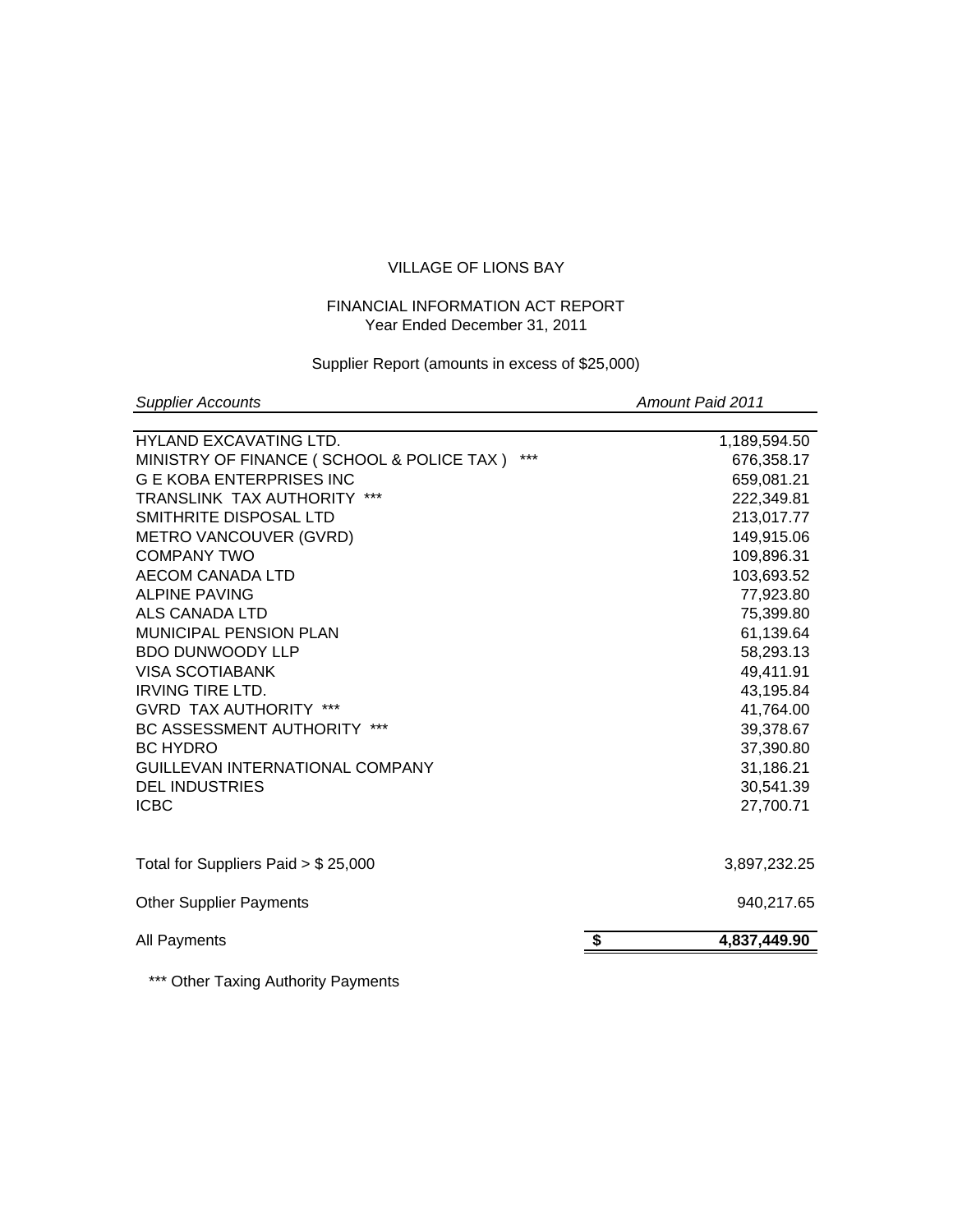VILLAGE OF LIONS BAY

FINANCIAL INFORMATION ACT REPORT
Year Ended December 31, 2011

Supplier Report (amounts in excess of $25,000)

| *Supplier Accounts* | *Amount Paid 2011* |
|---|---|
| HYLAND EXCAVATING LTD. | 1,189,594.50 |
| MINISTRY OF FINANCE ( SCHOOL & POLICE TAX ) *** | 676,358.17 |
| G E KOBA ENTERPRISES INC | 659,081.21 |
| TRANSLINK TAX AUTHORITY *** | 222,349.81 |
| SMITHRITE DISPOSAL LTD | 213,017.77 |
| METRO VANCOUVER (GVRD) | 149,915.06 |
| COMPANY TWO | 109,896.31 |
| AECOM CANADA LTD | 103,693.52 |
| ALPINE PAVING | 77,923.80 |
| ALS CANADA LTD | 75,399.80 |
| MUNICIPAL PENSION PLAN | 61,139.64 |
| BDO DUNWOODY LLP | 58,293.13 |
| VISA SCOTIABANK | 49,411.91 |
| IRVING TIRE LTD. | 43,195.84 |
| GVRD TAX AUTHORITY *** | 41,764.00 |
| BC ASSESSMENT AUTHORITY *** | 39,378.67 |
| BC HYDRO | 37,390.80 |
| GUILLEVAN INTERNATIONAL COMPANY | 31,186.21 |
| DEL INDUSTRIES | 30,541.39 |
| ICBC | 27,700.71 |
| | |
| Total for Suppliers Paid > $ 25,000 | 3,897,232.25 |
| Other Supplier Payments | 940,217.65 |
| All Payments | **$ 4,837,449.90** |

*** Other Taxing Authority Payments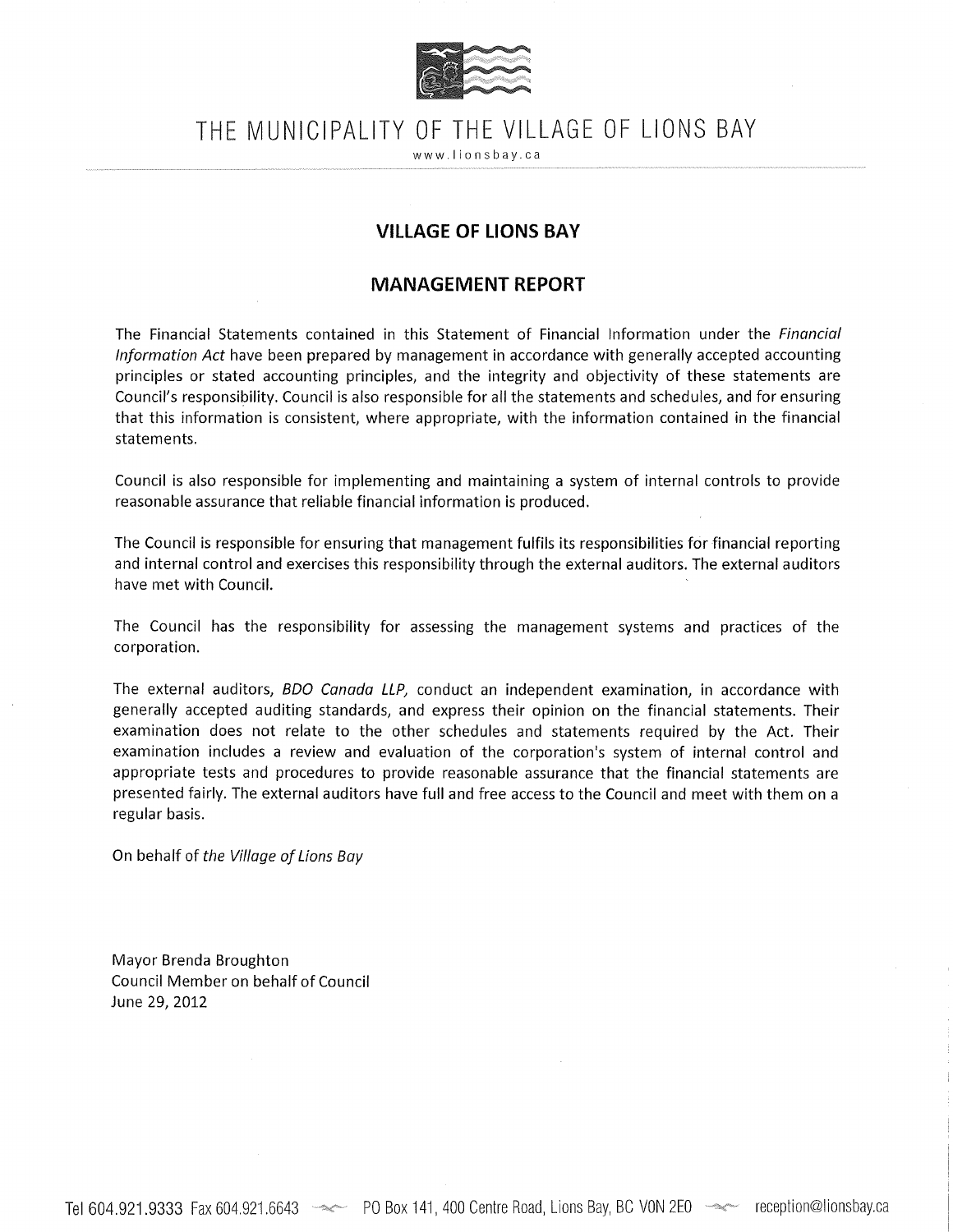THE MUNICIPALITY OF THE VILLAGE OF LIONS BAY

www.lionsbay.ca

## VILLAGE OF LIONS BAY

## MANAGEMENT REPORT

The Financial Statements contained in this Statement of Financial Information under the *Financial Information Act* have been prepared by management in accordance with generally accepted accounting principles or stated accounting principles, and the integrity and objectivity of these statements are Council's responsibility. Council is also responsible for all the statements and schedules, and for ensuring that this information is consistent, where appropriate, with the information contained in the financial statements.

Council is also responsible for implementing and maintaining a system of internal controls to provide reasonable assurance that reliable financial information is produced.

The Council is responsible for ensuring that management fulfils its responsibilities for financial reporting and internal control and exercises this responsibility through the external auditors. The external auditors have met with Council.

The Council has the responsibility for assessing the management systems and practices of the corporation.

The external auditors, *BDO Canada LLP,* conduct an independent examination, in accordance with generally accepted auditing standards, and express their opinion on the financial statements. Their examination does not relate to the other schedules and statements required by the Act. Their examination includes a review and evaluation of the corporation's system of internal control and appropriate tests and procedures to provide reasonable assurance that the financial statements are presented fairly. The external auditors have full and free access to the Council and meet with them on a regular basis.

On behalf of *the Village of Lions Bay*

Mayor Brenda Broughton
Council Member on behalf of Council
June 29, 2012

Tel 604.921.9333 Fax 604.921.6643 PO Box 141, 400 Centre Road, Lions Bay, BC V0N 2E0 reception@lionsbay.ca